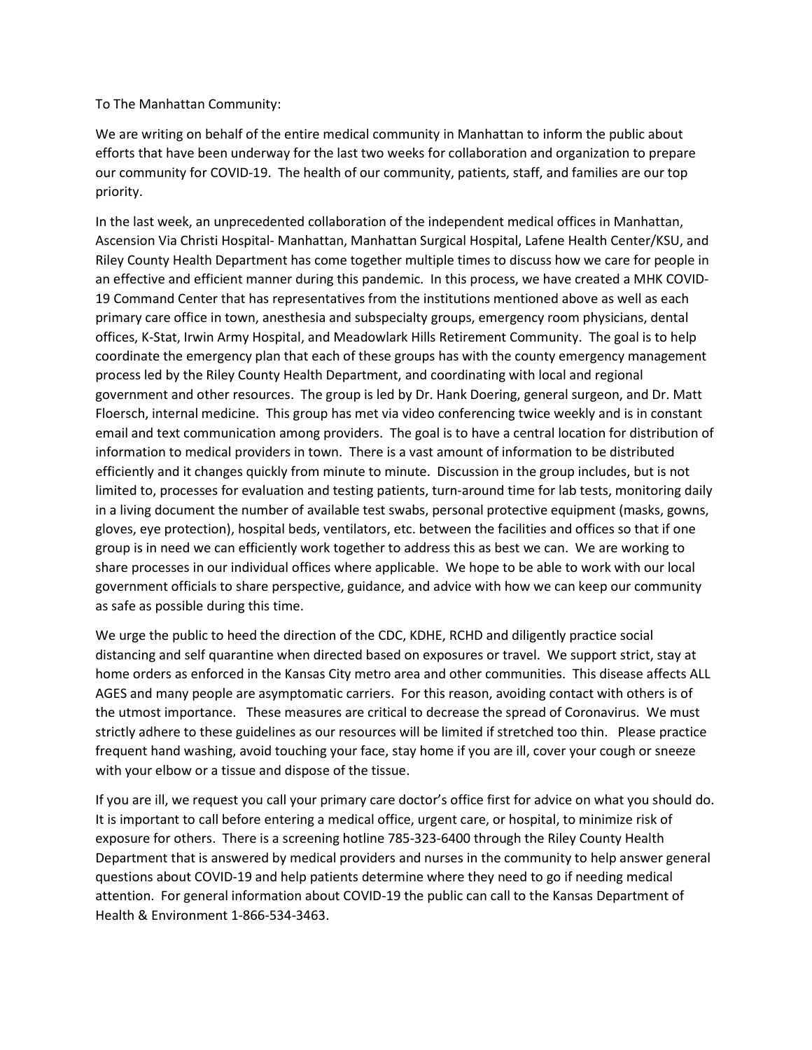To The Manhattan Community:

We are writing on behalf of the entire medical community in Manhattan to inform the public about efforts that have been underway for the last two weeks for collaboration and organization to prepare our community for COVID-19. The health of our community, patients, staff, and families are our top priority.

In the last week, an unprecedented collaboration of the independent medical offices in Manhattan, Ascension Via Christi Hospital- Manhattan, Manhattan Surgical Hospital, Lafene Health Center/KSU, and Riley County Health Department has come together multiple times to discuss how we care for people in an effective and efficient manner during this pandemic. In this process, we have created a MHK COVID-19 Command Center that has representatives from the institutions mentioned above as well as each primary care office in town, anesthesia and subspecialty groups, emergency room physicians, dental offices, K-Stat, Irwin Army Hospital, and Meadowlark Hills Retirement Community. The goal is to help coordinate the emergency plan that each of these groups has with the county emergency management process led by the Riley County Health Department, and coordinating with local and regional government and other resources. The group is led by Dr. Hank Doering, general surgeon, and Dr. Matt Floersch, internal medicine. This group has met via video conferencing twice weekly and is in constant email and text communication among providers. The goal is to have a central location for distribution of information to medical providers in town. There is a vast amount of information to be distributed efficiently and it changes quickly from minute to minute. Discussion in the group includes, but is not limited to, processes for evaluation and testing patients, turn-around time for lab tests, monitoring daily in a living document the number of available test swabs, personal protective equipment (masks, gowns, gloves, eye protection), hospital beds, ventilators, etc. between the facilities and offices so that if one group is in need we can efficiently work together to address this as best we can. We are working to share processes in our individual offices where applicable. We hope to be able to work with our local government officials to share perspective, guidance, and advice with how we can keep our community as safe as possible during this time.

We urge the public to heed the direction of the CDC, KDHE, RCHD and diligently practice social distancing and self quarantine when directed based on exposures or travel. We support strict, stay at home orders as enforced in the Kansas City metro area and other communities. This disease affects ALL AGES and many people are asymptomatic carriers. For this reason, avoiding contact with others is of the utmost importance. These measures are critical to decrease the spread of Coronavirus. We must strictly adhere to these guidelines as our resources will be limited if stretched too thin. Please practice frequent hand washing, avoid touching your face, stay home if you are ill, cover your cough or sneeze with your elbow or a tissue and dispose of the tissue.

If you are ill, we request you call your primary care doctor's office first for advice on what you should do. It is important to call before entering a medical office, urgent care, or hospital, to minimize risk of exposure for others. There is a screening hotline 785-323-6400 through the Riley County Health Department that is answered by medical providers and nurses in the community to help answer general questions about COVID-19 and help patients determine where they need to go if needing medical attention. For general information about COVID-19 the public can call to the Kansas Department of Health & Environment 1-866-534-3463.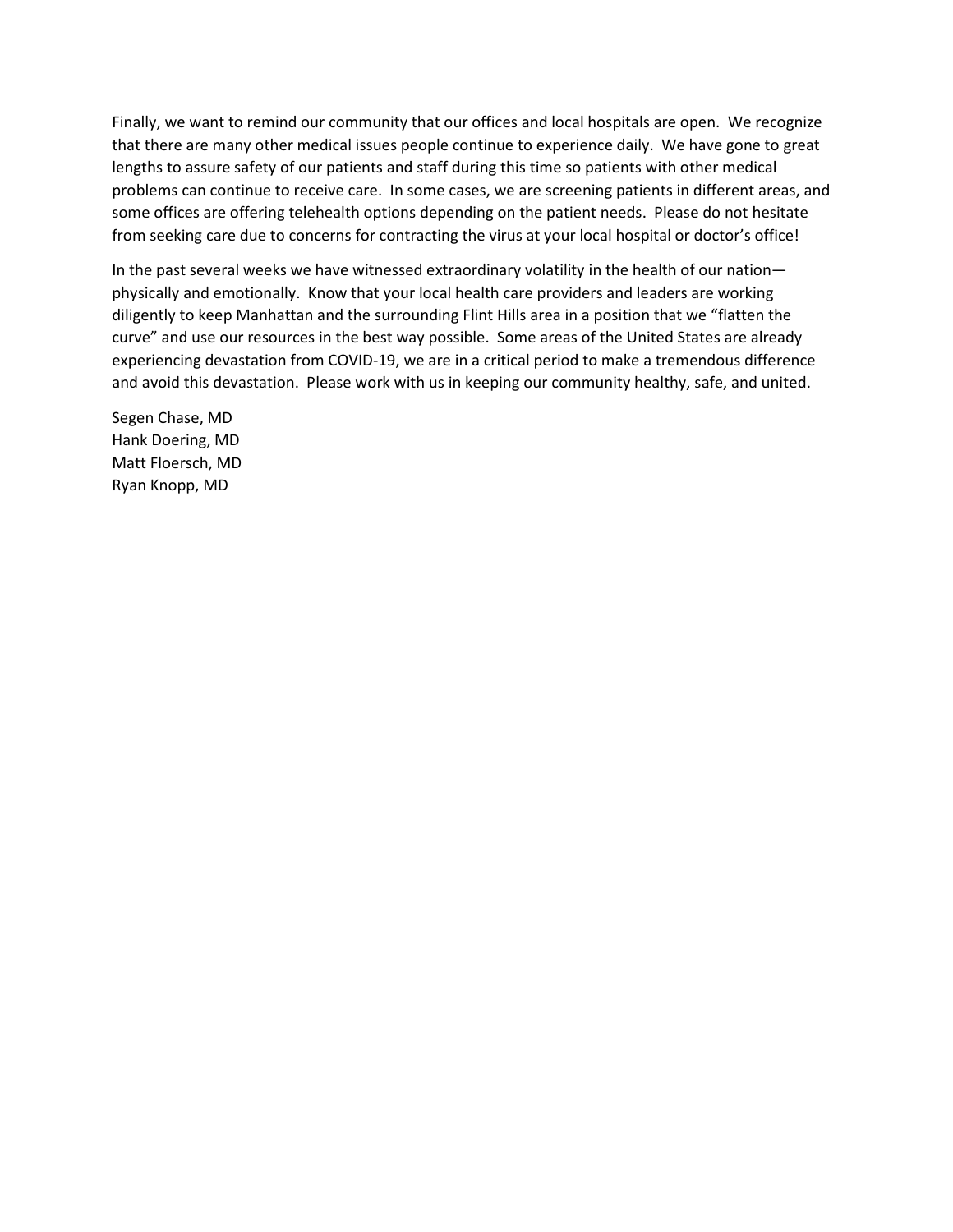Finally, we want to remind our community that our offices and local hospitals are open. We recognize that there are many other medical issues people continue to experience daily. We have gone to great lengths to assure safety of our patients and staff during this time so patients with other medical problems can continue to receive care. In some cases, we are screening patients in different areas, and some offices are offering telehealth options depending on the patient needs. Please do not hesitate from seeking care due to concerns for contracting the virus at your local hospital or doctor's office!

In the past several weeks we have witnessed extraordinary volatility in the health of our nation—physically and emotionally. Know that your local health care providers and leaders are working diligently to keep Manhattan and the surrounding Flint Hills area in a position that we "flatten the curve" and use our resources in the best way possible. Some areas of the United States are already experiencing devastation from COVID-19, we are in a critical period to make a tremendous difference and avoid this devastation. Please work with us in keeping our community healthy, safe, and united.

Segen Chase, MD
Hank Doering, MD
Matt Floersch, MD
Ryan Knopp, MD